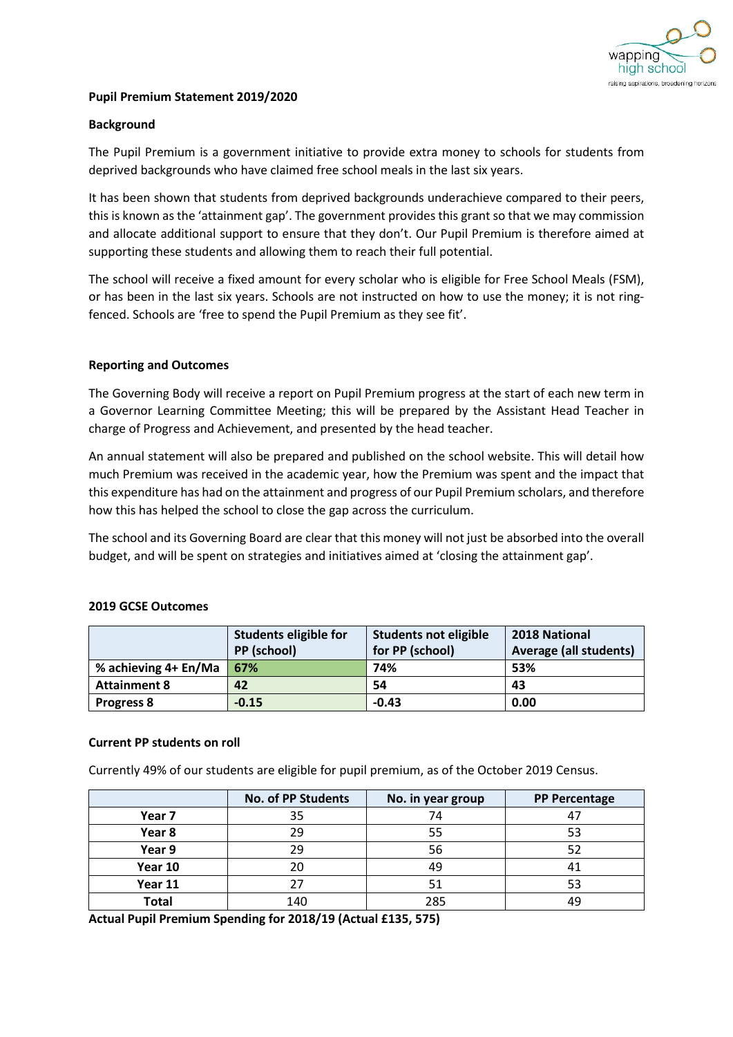**Pupil Premium Statement 2019/2020**

**Background**

The Pupil Premium is a government initiative to provide extra money to schools for students from deprived backgrounds who have claimed free school meals in the last six years.

It has been shown that students from deprived backgrounds underachieve compared to their peers, this is known as the 'attainment gap'. The government provides this grant so that we may commission and allocate additional support to ensure that they don't. Our Pupil Premium is therefore aimed at supporting these students and allowing them to reach their full potential.

The school will receive a fixed amount for every scholar who is eligible for Free School Meals (FSM), or has been in the last six years. Schools are not instructed on how to use the money; it is not ring-fenced. Schools are 'free to spend the Pupil Premium as they see fit'.

**Reporting and Outcomes**

The Governing Body will receive a report on Pupil Premium progress at the start of each new term in a Governor Learning Committee Meeting; this will be prepared by the Assistant Head Teacher in charge of Progress and Achievement, and presented by the head teacher.

An annual statement will also be prepared and published on the school website. This will detail how much Premium was received in the academic year, how the Premium was spent and the impact that this expenditure has had on the attainment and progress of our Pupil Premium scholars, and therefore how this has helped the school to close the gap across the curriculum.

The school and its Governing Board are clear that this money will not just be absorbed into the overall budget, and will be spent on strategies and initiatives aimed at 'closing the attainment gap'.

**2019 GCSE Outcomes**

| | Students eligible for PP (school) | Students not eligible for PP (school) | 2018 National Average (all students) |
|---|---|---|---|
| **% achieving 4+ En/Ma** | **67%** | **74%** | **53%** |
| **Attainment 8** | **42** | **54** | **43** |
| **Progress 8** | **-0.15** | **-0.43** | **0.00** |

**Current PP students on roll**

Currently 49% of our students are eligible for pupil premium, as of the October 2019 Census.

| | No. of PP Students | No. in year group | PP Percentage |
|---|---|---|---|
| **Year 7** | 35 | 74 | 47 |
| **Year 8** | 29 | 55 | 53 |
| **Year 9** | 29 | 56 | 52 |
| **Year 10** | 20 | 49 | 41 |
| **Year 11** | 27 | 51 | 53 |
| **Total** | 140 | 285 | 49 |

**Actual Pupil Premium Spending for 2018/19 (Actual £135, 575)**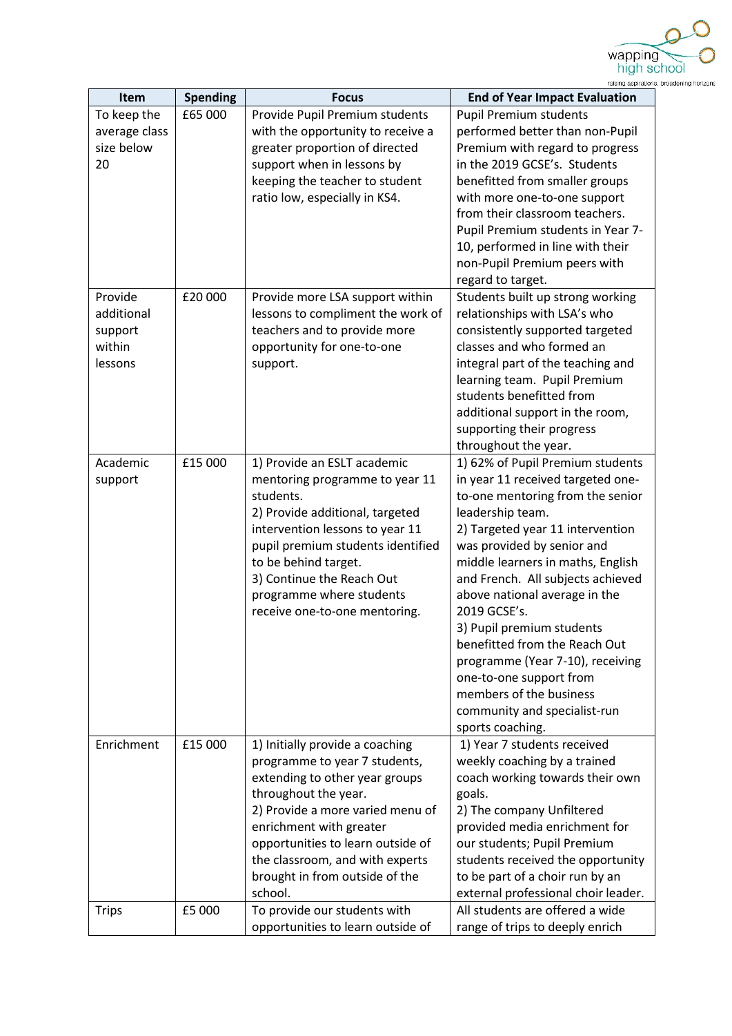| Item | Spending | Focus | End of Year Impact Evaluation |
|---|---|---|---|
| To keep the average class size below 20 | £65 000 | Provide Pupil Premium students with the opportunity to receive a greater proportion of directed support when in lessons by keeping the teacher to student ratio low, especially in KS4. | Pupil Premium students performed better than non-Pupil Premium with regard to progress in the 2019 GCSE's. Students benefitted from smaller groups with more one-to-one support from their classroom teachers. Pupil Premium students in Year 7-10, performed in line with their non-Pupil Premium peers with regard to target. |
| Provide additional support within lessons | £20 000 | Provide more LSA support within lessons to compliment the work of teachers and to provide more opportunity for one-to-one support. | Students built up strong working relationships with LSA's who consistently supported targeted classes and who formed an integral part of the teaching and learning team. Pupil Premium students benefitted from additional support in the room, supporting their progress throughout the year. |
| Academic support | £15 000 | 1) Provide an ESLT academic mentoring programme to year 11 students.<br>2) Provide additional, targeted intervention lessons to year 11 pupil premium students identified to be behind target.<br>3) Continue the Reach Out programme where students receive one-to-one mentoring. | 1) 62% of Pupil Premium students in year 11 received targeted one-to-one mentoring from the senior leadership team.<br>2) Targeted year 11 intervention was provided by senior and middle learners in maths, English and French. All subjects achieved above national average in the 2019 GCSE's.<br>3) Pupil premium students benefitted from the Reach Out programme (Year 7-10), receiving one-to-one support from members of the business community and specialist-run sports coaching. |
| Enrichment | £15 000 | 1) Initially provide a coaching programme to year 7 students, extending to other year groups throughout the year.<br>2) Provide a more varied menu of enrichment with greater opportunities to learn outside of the classroom, and with experts brought in from outside of the school. | 1) Year 7 students received weekly coaching by a trained coach working towards their own goals.<br>2) The company Unfiltered provided media enrichment for our students; Pupil Premium students received the opportunity to be part of a choir run by an external professional choir leader. |
| Trips | £5 000 | To provide our students with opportunities to learn outside of | All students are offered a wide range of trips to deeply enrich |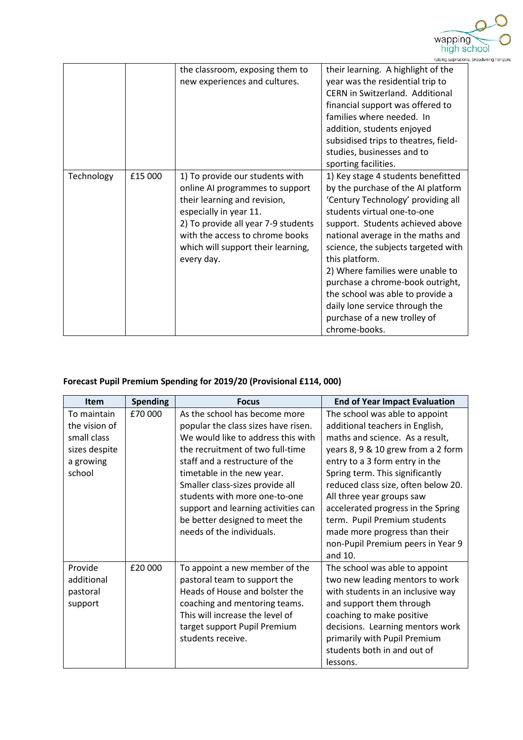| | | | |
|---|---|---|---|
| | | the classroom, exposing them to new experiences and cultures. | their learning. A highlight of the year was the residential trip to CERN in Switzerland. Additional financial support was offered to families where needed. In addition, students enjoyed subsidised trips to theatres, field-studies, businesses and to sporting facilities. |
| Technology | £15 000 | 1) To provide our students with online AI programmes to support their learning and revision, especially in year 11.<br>2) To provide all year 7-9 students with the access to chrome books which will support their learning, every day. | 1) Key stage 4 students benefitted by the purchase of the AI platform 'Century Technology' providing all students virtual one-to-one support. Students achieved above national average in the maths and science, the subjects targeted with this platform.<br>2) Where families were unable to purchase a chrome-book outright, the school was able to provide a daily lone service through the purchase of a new trolley of chrome-books. |

**Forecast Pupil Premium Spending for 2019/20 (Provisional £114, 000)**

| Item | Spending | Focus | End of Year Impact Evaluation |
|---|---|---|---|
| To maintain the vision of small class sizes despite a growing school | £70 000 | As the school has become more popular the class sizes have risen. We would like to address this with the recruitment of two full-time staff and a restructure of the timetable in the new year. Smaller class-sizes provide all students with more one-to-one support and learning activities can be better designed to meet the needs of the individuals. | The school was able to appoint additional teachers in English, maths and science. As a result, years 8, 9 & 10 grew from a 2 form entry to a 3 form entry in the Spring term. This significantly reduced class size, often below 20. All three year groups saw accelerated progress in the Spring term. Pupil Premium students made more progress than their non-Pupil Premium peers in Year 9 and 10. |
| Provide additional pastoral support | £20 000 | To appoint a new member of the pastoral team to support the Heads of House and bolster the coaching and mentoring teams. This will increase the level of target support Pupil Premium students receive. | The school was able to appoint two new leading mentors to work with students in an inclusive way and support them through coaching to make positive decisions. Learning mentors work primarily with Pupil Premium students both in and out of lessons. |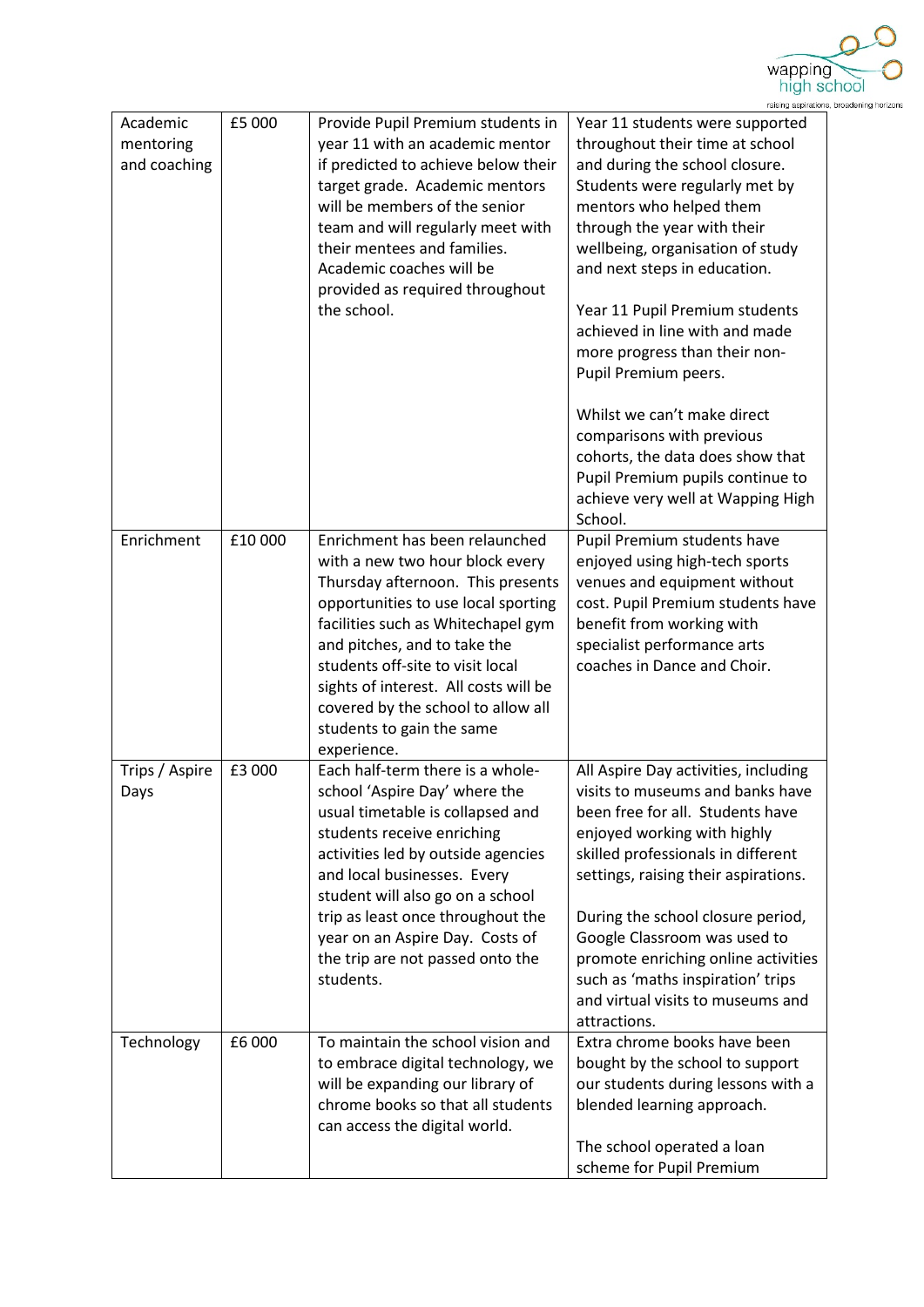| | | | |
|---|---|---|---|
| Academic mentoring and coaching | £5 000 | Provide Pupil Premium students in year 11 with an academic mentor if predicted to achieve below their target grade. Academic mentors will be members of the senior team and will regularly meet with their mentees and families. Academic coaches will be provided as required throughout the school. | Year 11 students were supported throughout their time at school and during the school closure. Students were regularly met by mentors who helped them through the year with their wellbeing, organisation of study and next steps in education.<br><br>Year 11 Pupil Premium students achieved in line with and made more progress than their non-Pupil Premium peers.<br><br>Whilst we can't make direct comparisons with previous cohorts, the data does show that Pupil Premium pupils continue to achieve very well at Wapping High School. |
| Enrichment | £10 000 | Enrichment has been relaunched with a new two hour block every Thursday afternoon. This presents opportunities to use local sporting facilities such as Whitechapel gym and pitches, and to take the students off-site to visit local sights of interest. All costs will be covered by the school to allow all students to gain the same experience. | Pupil Premium students have enjoyed using high-tech sports venues and equipment without cost. Pupil Premium students have benefit from working with specialist performance arts coaches in Dance and Choir. |
| Trips / Aspire Days | £3 000 | Each half-term there is a whole-school 'Aspire Day' where the usual timetable is collapsed and students receive enriching activities led by outside agencies and local businesses. Every student will also go on a school trip as least once throughout the year on an Aspire Day. Costs of the trip are not passed onto the students. | All Aspire Day activities, including visits to museums and banks have been free for all. Students have enjoyed working with highly skilled professionals in different settings, raising their aspirations.<br><br>During the school closure period, Google Classroom was used to promote enriching online activities such as 'maths inspiration' trips and virtual visits to museums and attractions. |
| Technology | £6 000 | To maintain the school vision and to embrace digital technology, we will be expanding our library of chrome books so that all students can access the digital world. | Extra chrome books have been bought by the school to support our students during lessons with a blended learning approach.<br><br>The school operated a loan scheme for Pupil Premium |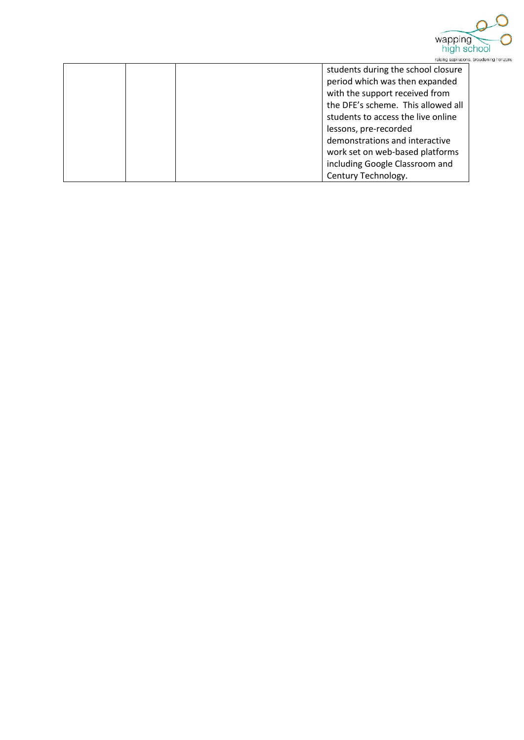| | | | |
|---|---|---|---|
| | | | students during the school closure period which was then expanded with the support received from the DFE's scheme. This allowed all students to access the live online lessons, pre-recorded demonstrations and interactive work set on web-based platforms including Google Classroom and Century Technology. |